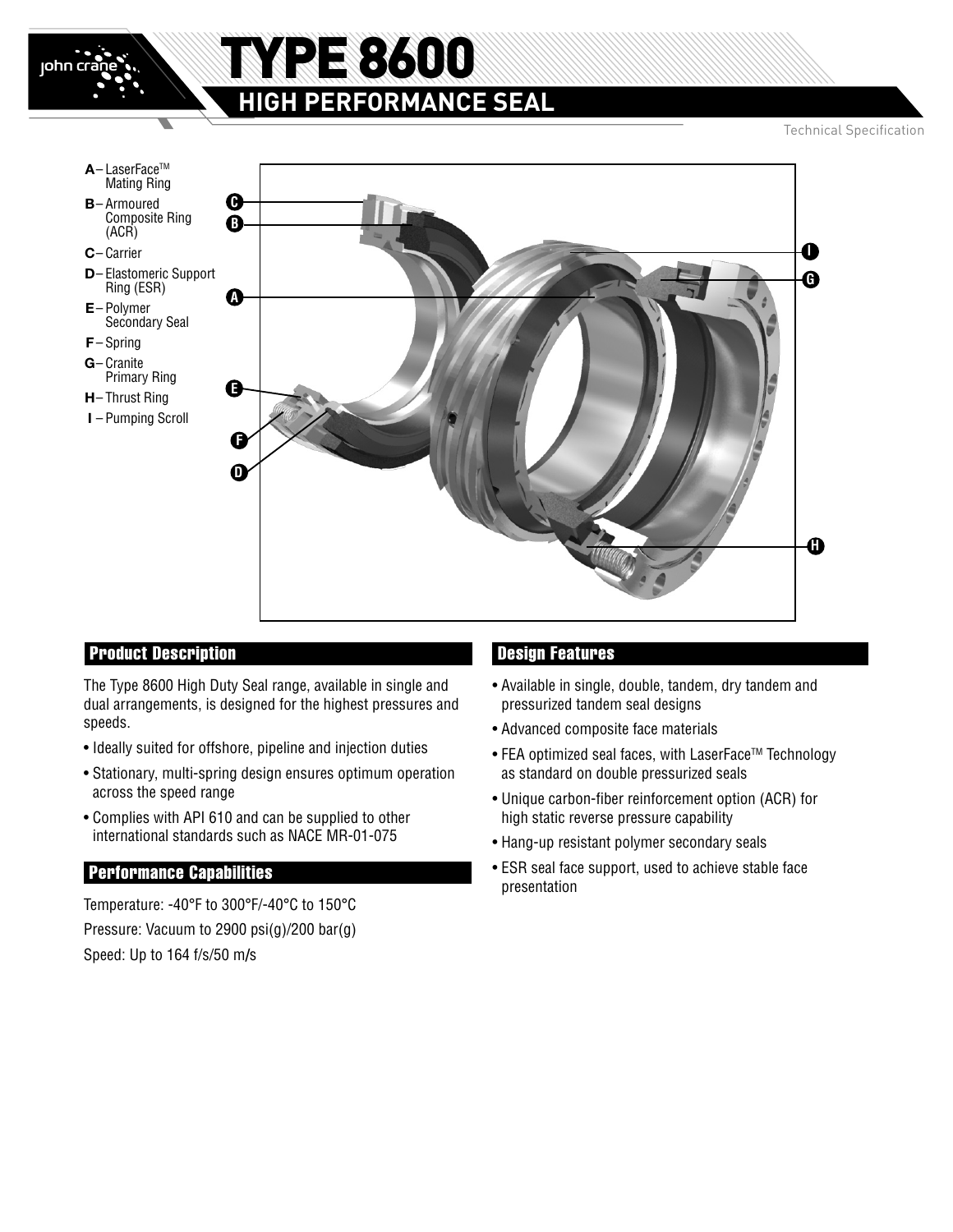# TYPE 8600

## HIGH PERFORMANCE SEAL

Technical Specification

- **A** – LaserFace™ Mating Ring
- **B** – Armoured Composite Ring (ACR)
- **C** – Carrier
- **D** – Elastomeric Support Ring (ESR)
- **E** – Polymer Secondary Seal
- **F** – Spring
- **G** – Cranite Primary Ring
- **H** – Thrust Ring
- **I** – Pumping Scroll

### Product Description

The Type 8600 High Duty Seal range, available in single and dual arrangements, is designed for the highest pressures and speeds.

- Ideally suited for offshore, pipeline and injection duties
- Stationary, multi-spring design ensures optimum operation across the speed range
- Complies with API 610 and can be supplied to other international standards such as NACE MR-01-075

### Performance Capabilities

Temperature: -40°F to 300°F/-40°C to 150°C

Pressure: Vacuum to 2900 psi(g)/200 bar(g)

Speed: Up to 164 f/s/50 m/s

### Design Features

- Available in single, double, tandem, dry tandem and pressurized tandem seal designs
- Advanced composite face materials
- FEA optimized seal faces, with LaserFace™ Technology as standard on double pressurized seals
- Unique carbon-fiber reinforcement option (ACR) for high static reverse pressure capability
- Hang-up resistant polymer secondary seals
- ESR seal face support, used to achieve stable face presentation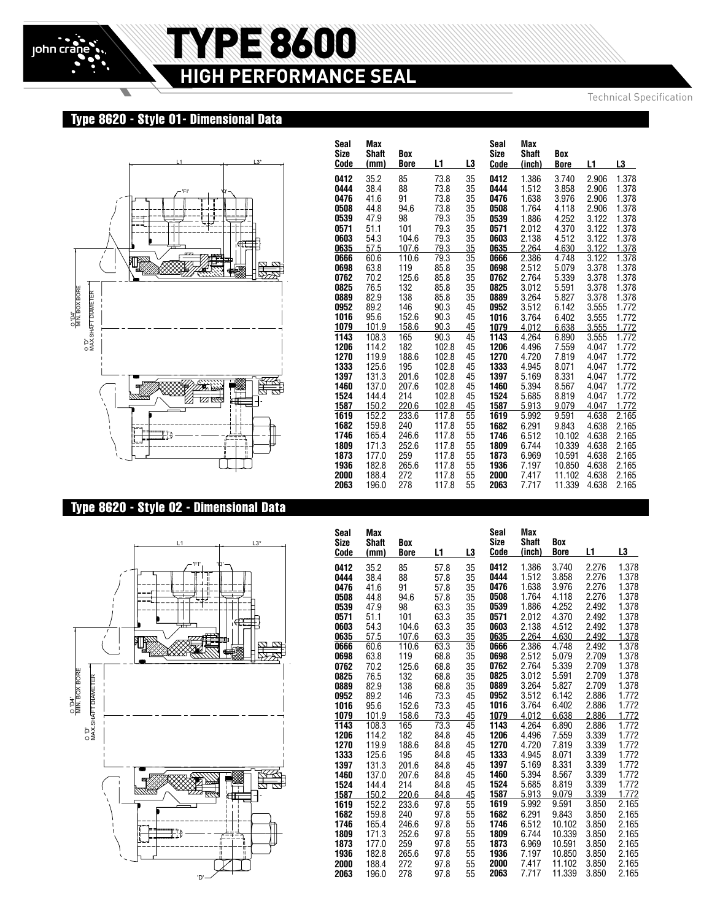# TYPE 8600

## HIGH PERFORMANCE SEAL

Technical Specification

### Type 8620 - Style 01- Dimensional Data

| Seal Size Code | Max Shaft (mm) | Box Bore | L1 | L3 | Seal Size Code | Max Shaft (inch) | Box Bore | L1 | L3 |
|---|---|---|---|---|---|---|---|---|---|
| 0412 | 35.2 | 85 | 73.8 | 35 | 0412 | 1.386 | 3.740 | 2.906 | 1.378 |
| 0444 | 38.4 | 88 | 73.8 | 35 | 0444 | 1.512 | 3.858 | 2.906 | 1.378 |
| 0476 | 41.6 | 91 | 73.8 | 35 | 0476 | 1.638 | 3.976 | 2.906 | 1.378 |
| 0508 | 44.8 | 94.6 | 73.8 | 35 | 0508 | 1.764 | 4.118 | 2.906 | 1.378 |
| 0539 | 47.9 | 98 | 79.3 | 35 | 0539 | 1.886 | 4.252 | 3.122 | 1.378 |
| 0571 | 51.1 | 101 | 79.3 | 35 | 0571 | 2.012 | 4.370 | 3.122 | 1.378 |
| 0603 | 54.3 | 104.6 | 79.3 | 35 | 0603 | 2.138 | 4.512 | 3.122 | 1.378 |
| 0635 | 57.5 | 107.6 | 79.3 | 35 | 0635 | 2.264 | 4.630 | 3.122 | 1.378 |
| 0666 | 60.6 | 110.6 | 79.3 | 35 | 0666 | 2.386 | 4.748 | 3.122 | 1.378 |
| 0698 | 63.8 | 119 | 85.8 | 35 | 0698 | 2.512 | 5.079 | 3.378 | 1.378 |
| 0762 | 70.2 | 125.6 | 85.8 | 35 | 0762 | 2.764 | 5.339 | 3.378 | 1.378 |
| 0825 | 76.5 | 132 | 85.8 | 35 | 0825 | 3.012 | 5.591 | 3.378 | 1.378 |
| 0889 | 82.9 | 138 | 85.8 | 35 | 0889 | 3.264 | 5.827 | 3.378 | 1.378 |
| 0952 | 89.2 | 146 | 90.3 | 45 | 0952 | 3.512 | 6.142 | 3.555 | 1.772 |
| 1016 | 95.6 | 152.6 | 90.3 | 45 | 1016 | 3.764 | 6.402 | 3.555 | 1.772 |
| 1079 | 101.9 | 158.6 | 90.3 | 45 | 1079 | 4.012 | 6.638 | 3.555 | 1.772 |
| 1143 | 108.3 | 165 | 90.3 | 45 | 1143 | 4.264 | 6.890 | 3.555 | 1.772 |
| 1206 | 114.2 | 182 | 102.8 | 45 | 1206 | 4.496 | 7.559 | 4.047 | 1.772 |
| 1270 | 119.9 | 188.6 | 102.8 | 45 | 1270 | 4.720 | 7.819 | 4.047 | 1.772 |
| 1333 | 125.6 | 195 | 102.8 | 45 | 1333 | 4.945 | 8.071 | 4.047 | 1.772 |
| 1397 | 131.3 | 201.6 | 102.8 | 45 | 1397 | 5.169 | 8.331 | 4.047 | 1.772 |
| 1460 | 137.0 | 207.6 | 102.8 | 45 | 1460 | 5.394 | 8.567 | 4.047 | 1.772 |
| 1524 | 144.4 | 214 | 102.8 | 45 | 1524 | 5.685 | 8.819 | 4.047 | 1.772 |
| 1587 | 150.2 | 220.6 | 102.8 | 45 | 1587 | 5.913 | 9.079 | 4.047 | 1.772 |
| 1619 | 152.2 | 233.6 | 117.8 | 55 | 1619 | 5.992 | 9.591 | 4.638 | 2.165 |
| 1682 | 159.8 | 240 | 117.8 | 55 | 1682 | 6.291 | 9.843 | 4.638 | 2.165 |
| 1746 | 165.4 | 246.6 | 117.8 | 55 | 1746 | 6.512 | 10.102 | 4.638 | 2.165 |
| 1809 | 171.3 | 252.6 | 117.8 | 55 | 1809 | 6.744 | 10.339 | 4.638 | 2.165 |
| 1873 | 177.0 | 259 | 117.8 | 55 | 1873 | 6.969 | 10.591 | 4.638 | 2.165 |
| 1936 | 182.8 | 265.6 | 117.8 | 55 | 1936 | 7.197 | 10.850 | 4.638 | 2.165 |
| 2000 | 188.4 | 272 | 117.8 | 55 | 2000 | 7.417 | 11.102 | 4.638 | 2.165 |
| 2063 | 196.0 | 278 | 117.8 | 55 | 2063 | 7.717 | 11.339 | 4.638 | 2.165 |

### Type 8620 - Style 02 - Dimensional Data

| Seal Size Code | Max Shaft (mm) | Box Bore | L1 | L3 | Seal Size Code | Max Shaft (inch) | Box Bore | L1 | L3 |
|---|---|---|---|---|---|---|---|---|---|
| 0412 | 35.2 | 85 | 57.8 | 35 | 0412 | 1.386 | 3.740 | 2.276 | 1.378 |
| 0444 | 38.4 | 88 | 57.8 | 35 | 0444 | 1.512 | 3.858 | 2.276 | 1.378 |
| 0476 | 41.6 | 91 | 57.8 | 35 | 0476 | 1.638 | 3.976 | 2.276 | 1.378 |
| 0508 | 44.8 | 94.6 | 57.8 | 35 | 0508 | 1.764 | 4.118 | 2.276 | 1.378 |
| 0539 | 47.9 | 98 | 63.3 | 35 | 0539 | 1.886 | 4.252 | 2.492 | 1.378 |
| 0571 | 51.1 | 101 | 63.3 | 35 | 0571 | 2.012 | 4.370 | 2.492 | 1.378 |
| 0603 | 54.3 | 104.6 | 63.3 | 35 | 0603 | 2.138 | 4.512 | 2.492 | 1.378 |
| 0635 | 57.5 | 107.6 | 63.3 | 35 | 0635 | 2.264 | 4.630 | 2.492 | 1.378 |
| 0666 | 60.6 | 110.6 | 63.3 | 35 | 0666 | 2.386 | 4.748 | 2.492 | 1.378 |
| 0698 | 63.8 | 119 | 68.8 | 35 | 0698 | 2.512 | 5.079 | 2.709 | 1.378 |
| 0762 | 70.2 | 125.6 | 68.8 | 35 | 0762 | 2.764 | 5.339 | 2.709 | 1.378 |
| 0825 | 76.5 | 132 | 68.8 | 35 | 0825 | 3.012 | 5.591 | 2.709 | 1.378 |
| 0889 | 82.9 | 138 | 68.8 | 35 | 0889 | 3.264 | 5.827 | 2.709 | 1.378 |
| 0952 | 89.2 | 146 | 73.3 | 45 | 0952 | 3.512 | 6.142 | 2.886 | 1.772 |
| 1016 | 95.6 | 152.6 | 73.3 | 45 | 1016 | 3.764 | 6.402 | 2.886 | 1.772 |
| 1079 | 101.9 | 158.6 | 73.3 | 45 | 1079 | 4.012 | 6.638 | 2.886 | 1.772 |
| 1143 | 108.3 | 165 | 73.3 | 45 | 1143 | 4.264 | 6.890 | 2.886 | 1.772 |
| 1206 | 114.2 | 182 | 84.8 | 45 | 1206 | 4.496 | 7.559 | 3.339 | 1.772 |
| 1270 | 119.9 | 188.6 | 84.8 | 45 | 1270 | 4.720 | 7.819 | 3.339 | 1.772 |
| 1333 | 125.6 | 195 | 84.8 | 45 | 1333 | 4.945 | 8.071 | 3.339 | 1.772 |
| 1397 | 131.3 | 201.6 | 84.8 | 45 | 1397 | 5.169 | 8.331 | 3.339 | 1.772 |
| 1460 | 137.0 | 207.6 | 84.8 | 45 | 1460 | 5.394 | 8.567 | 3.339 | 1.772 |
| 1524 | 144.4 | 214 | 84.8 | 45 | 1524 | 5.685 | 8.819 | 3.339 | 1.772 |
| 1587 | 150.2 | 220.6 | 84.8 | 45 | 1587 | 5.913 | 9.079 | 3.339 | 1.772 |
| 1619 | 152.2 | 233.6 | 97.8 | 55 | 1619 | 5.992 | 9.591 | 3.850 | 2.165 |
| 1682 | 159.8 | 240 | 97.8 | 55 | 1682 | 6.291 | 9.843 | 3.850 | 2.165 |
| 1746 | 165.4 | 246.6 | 97.8 | 55 | 1746 | 6.512 | 10.102 | 3.850 | 2.165 |
| 1809 | 171.3 | 252.6 | 97.8 | 55 | 1809 | 6.744 | 10.339 | 3.850 | 2.165 |
| 1873 | 177.0 | 259 | 97.8 | 55 | 1873 | 6.969 | 10.591 | 3.850 | 2.165 |
| 1936 | 182.8 | 265.6 | 97.8 | 55 | 1936 | 7.197 | 10.850 | 3.850 | 2.165 |
| 2000 | 188.4 | 272 | 97.8 | 55 | 2000 | 7.417 | 11.102 | 3.850 | 2.165 |
| 2063 | 196.0 | 278 | 97.8 | 55 | 2063 | 7.717 | 11.339 | 3.850 | 2.165 |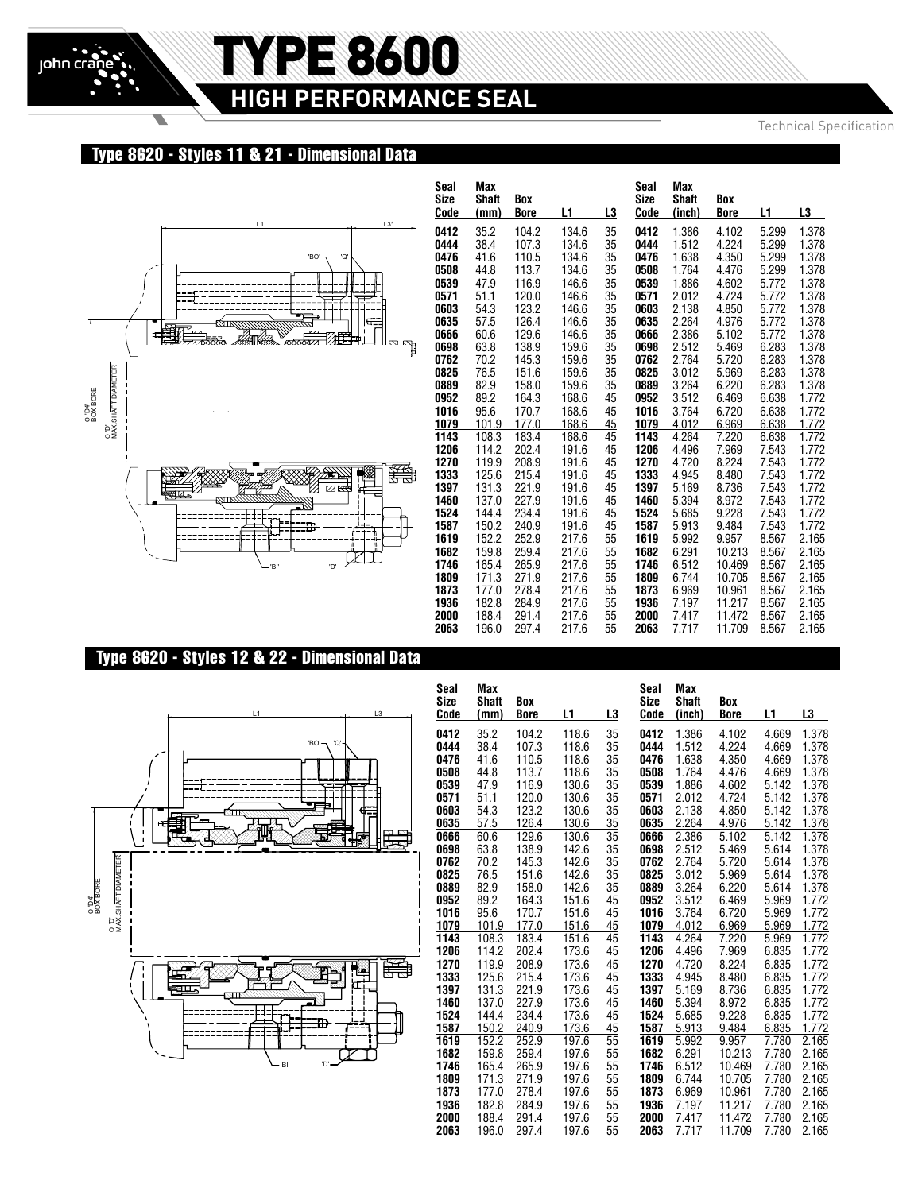## Type 8620 - Styles 11 & 21 - Dimensional Data

| Seal Size Code | Max Shaft (mm) | Box Bore | L1 | L3 | Seal Size Code | Max Shaft (inch) | Box Bore | L1 | L3 |
|---|---|---|---|---|---|---|---|---|---|
| 0412 | 35.2 | 104.2 | 134.6 | 35 | 0412 | 1.386 | 4.102 | 5.299 | 1.378 |
| 0444 | 38.4 | 107.3 | 134.6 | 35 | 0444 | 1.512 | 4.224 | 5.299 | 1.378 |
| 0476 | 41.6 | 110.5 | 134.6 | 35 | 0476 | 1.638 | 4.350 | 5.299 | 1.378 |
| 0508 | 44.8 | 113.7 | 134.6 | 35 | 0508 | 1.764 | 4.476 | 5.299 | 1.378 |
| 0539 | 47.9 | 116.9 | 146.6 | 35 | 0539 | 1.886 | 4.602 | 5.772 | 1.378 |
| 0571 | 51.1 | 120.0 | 146.6 | 35 | 0571 | 2.012 | 4.724 | 5.772 | 1.378 |
| 0603 | 54.3 | 123.2 | 146.6 | 35 | 0603 | 2.138 | 4.850 | 5.772 | 1.378 |
| 0635 | 57.5 | 126.4 | 146.6 | 35 | 0635 | 2.264 | 4.976 | 5.772 | 1.378 |
| 0666 | 60.6 | 129.6 | 146.6 | 35 | 0666 | 2.386 | 5.102 | 5.772 | 1.378 |
| 0698 | 63.8 | 138.9 | 159.6 | 35 | 0698 | 2.512 | 5.469 | 6.283 | 1.378 |
| 0762 | 70.2 | 145.3 | 159.6 | 35 | 0762 | 2.764 | 5.720 | 6.283 | 1.378 |
| 0825 | 76.5 | 151.6 | 159.6 | 35 | 0825 | 3.012 | 5.969 | 6.283 | 1.378 |
| 0889 | 82.9 | 158.0 | 159.6 | 35 | 0889 | 3.264 | 6.220 | 6.283 | 1.378 |
| 0952 | 89.2 | 164.3 | 168.6 | 45 | 0952 | 3.512 | 6.469 | 6.638 | 1.772 |
| 1016 | 95.6 | 170.7 | 168.6 | 45 | 1016 | 3.764 | 6.720 | 6.638 | 1.772 |
| 1079 | 101.9 | 177.0 | 168.6 | 45 | 1079 | 4.012 | 6.969 | 6.638 | 1.772 |
| 1143 | 108.3 | 183.4 | 168.6 | 45 | 1143 | 4.264 | 7.220 | 6.638 | 1.772 |
| 1206 | 114.2 | 202.4 | 191.6 | 45 | 1206 | 4.496 | 7.969 | 7.543 | 1.772 |
| 1270 | 119.9 | 208.9 | 191.6 | 45 | 1270 | 4.720 | 8.224 | 7.543 | 1.772 |
| 1333 | 125.6 | 215.4 | 191.6 | 45 | 1333 | 4.945 | 8.480 | 7.543 | 1.772 |
| 1397 | 131.3 | 221.9 | 191.6 | 45 | 1397 | 5.169 | 8.736 | 7.543 | 1.772 |
| 1460 | 137.0 | 227.9 | 191.6 | 45 | 1460 | 5.394 | 8.972 | 7.543 | 1.772 |
| 1524 | 144.4 | 234.4 | 191.6 | 45 | 1524 | 5.685 | 9.228 | 7.543 | 1.772 |
| 1587 | 150.2 | 240.9 | 191.6 | 45 | 1587 | 5.913 | 9.484 | 7.543 | 1.772 |
| 1619 | 152.2 | 252.9 | 217.6 | 55 | 1619 | 5.992 | 9.957 | 8.567 | 2.165 |
| 1682 | 159.8 | 259.4 | 217.6 | 55 | 1682 | 6.291 | 10.213 | 8.567 | 2.165 |
| 1746 | 165.4 | 265.9 | 217.6 | 55 | 1746 | 6.512 | 10.469 | 8.567 | 2.165 |
| 1809 | 171.3 | 271.9 | 217.6 | 55 | 1809 | 6.744 | 10.705 | 8.567 | 2.165 |
| 1873 | 177.0 | 278.4 | 217.6 | 55 | 1873 | 6.969 | 10.961 | 8.567 | 2.165 |
| 1936 | 182.8 | 284.9 | 217.6 | 55 | 1936 | 7.197 | 11.217 | 8.567 | 2.165 |
| 2000 | 188.4 | 291.4 | 217.6 | 55 | 2000 | 7.417 | 11.472 | 8.567 | 2.165 |
| 2063 | 196.0 | 297.4 | 217.6 | 55 | 2063 | 7.717 | 11.709 | 8.567 | 2.165 |

## Type 8620 - Styles 12 & 22 - Dimensional Data

| Seal Size Code | Max Shaft (mm) | Box Bore | L1 | L3 | Seal Size Code | Max Shaft (inch) | Box Bore | L1 | L3 |
|---|---|---|---|---|---|---|---|---|---|
| 0412 | 35.2 | 104.2 | 118.6 | 35 | 0412 | 1.386 | 4.102 | 4.669 | 1.378 |
| 0444 | 38.4 | 107.3 | 118.6 | 35 | 0444 | 1.512 | 4.224 | 4.669 | 1.378 |
| 0476 | 41.6 | 110.5 | 118.6 | 35 | 0476 | 1.638 | 4.350 | 4.669 | 1.378 |
| 0508 | 44.8 | 113.7 | 118.6 | 35 | 0508 | 1.764 | 4.476 | 4.669 | 1.378 |
| 0539 | 47.9 | 116.9 | 130.6 | 35 | 0539 | 1.886 | 4.602 | 5.142 | 1.378 |
| 0571 | 51.1 | 120.0 | 130.6 | 35 | 0571 | 2.012 | 4.724 | 5.142 | 1.378 |
| 0603 | 54.3 | 123.2 | 130.6 | 35 | 0603 | 2.138 | 4.850 | 5.142 | 1.378 |
| 0635 | 57.5 | 126.4 | 130.6 | 35 | 0635 | 2.264 | 4.976 | 5.142 | 1.378 |
| 0666 | 60.6 | 129.6 | 130.6 | 35 | 0666 | 2.386 | 5.102 | 5.142 | 1.378 |
| 0698 | 63.8 | 138.9 | 142.6 | 35 | 0698 | 2.512 | 5.469 | 5.614 | 1.378 |
| 0762 | 70.2 | 145.3 | 142.6 | 35 | 0762 | 2.764 | 5.720 | 5.614 | 1.378 |
| 0825 | 76.5 | 151.6 | 142.6 | 35 | 0825 | 3.012 | 5.969 | 5.614 | 1.378 |
| 0889 | 82.9 | 158.0 | 142.6 | 35 | 0889 | 3.264 | 6.220 | 5.614 | 1.378 |
| 0952 | 89.2 | 164.3 | 151.6 | 45 | 0952 | 3.512 | 6.469 | 5.969 | 1.772 |
| 1016 | 95.6 | 170.7 | 151.6 | 45 | 1016 | 3.764 | 6.720 | 5.969 | 1.772 |
| 1079 | 101.9 | 177.0 | 151.6 | 45 | 1079 | 4.012 | 6.969 | 5.969 | 1.772 |
| 1143 | 108.3 | 183.4 | 151.6 | 45 | 1143 | 4.264 | 7.220 | 5.969 | 1.772 |
| 1206 | 114.2 | 202.4 | 173.6 | 45 | 1206 | 4.496 | 7.969 | 6.835 | 1.772 |
| 1270 | 119.9 | 208.9 | 173.6 | 45 | 1270 | 4.720 | 8.224 | 6.835 | 1.772 |
| 1333 | 125.6 | 215.4 | 173.6 | 45 | 1333 | 4.945 | 8.480 | 6.835 | 1.772 |
| 1397 | 131.3 | 221.9 | 173.6 | 45 | 1397 | 5.169 | 8.736 | 6.835 | 1.772 |
| 1460 | 137.0 | 227.9 | 173.6 | 45 | 1460 | 5.394 | 8.972 | 6.835 | 1.772 |
| 1524 | 144.4 | 234.4 | 173.6 | 45 | 1524 | 5.685 | 9.228 | 6.835 | 1.772 |
| 1587 | 150.2 | 240.9 | 173.6 | 45 | 1587 | 5.913 | 9.484 | 6.835 | 1.772 |
| 1619 | 152.2 | 252.9 | 197.6 | 55 | 1619 | 5.992 | 9.957 | 7.780 | 2.165 |
| 1682 | 159.8 | 259.4 | 197.6 | 55 | 1682 | 6.291 | 10.213 | 7.780 | 2.165 |
| 1746 | 165.4 | 265.9 | 197.6 | 55 | 1746 | 6.512 | 10.469 | 7.780 | 2.165 |
| 1809 | 171.3 | 271.9 | 197.6 | 55 | 1809 | 6.744 | 10.705 | 7.780 | 2.165 |
| 1873 | 177.0 | 278.4 | 197.6 | 55 | 1873 | 6.969 | 10.961 | 7.780 | 2.165 |
| 1936 | 182.8 | 284.9 | 197.6 | 55 | 1936 | 7.197 | 11.217 | 7.780 | 2.165 |
| 2000 | 188.4 | 291.4 | 197.6 | 55 | 2000 | 7.417 | 11.472 | 7.780 | 2.165 |
| 2063 | 196.0 | 297.4 | 197.6 | 55 | 2063 | 7.717 | 11.709 | 7.780 | 2.165 |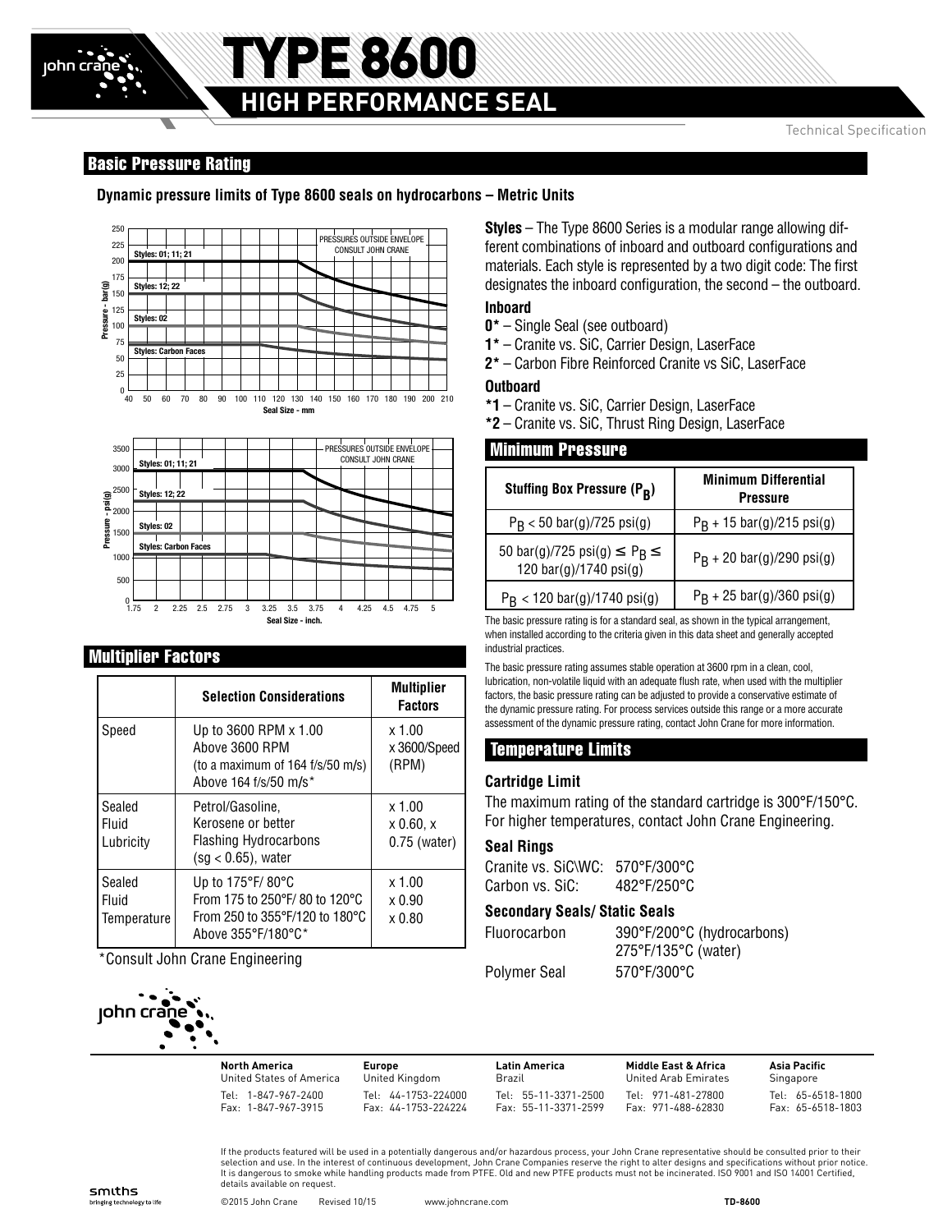# TYPE 8600

## HIGH PERFORMANCE SEAL

Technical Specification

## Basic Pressure Rating

**Dynamic pressure limits of Type 8600 seals on hydrocarbons – Metric Units**

PRESSURES OUTSIDE ENVELOPE CONSULT JOHN CRANE

Styles: 01; 11; 21

Styles: 12; 22

Styles: 02

Styles: Carbon Faces

Pressure - bar(g)

250
225
200
175
150
125
100
75
50
25
0

40 50 60 70 80 90 100 110 120 130 140 150 160 170 180 190 200 210

Seal Size - mm

PRESSURES OUTSIDE ENVELOPE CONSULT JOHN CRANE

Styles: 01; 11; 21

Styles: 12; 22

Styles: 02

Styles: Carbon Faces

Pressure - psi(g)

3500
3000
2500
2000
1500
1000
500
0

1.75 2 2.25 2.5 2.75 3 3.25 3.5 3.75 4 4.25 4.5 4.75 5

Seal Size - inch.

**Styles** – The Type 8600 Series is a modular range allowing different combinations of inboard and outboard configurations and materials. Each style is represented by a two digit code: The first designates the inboard configuration, the second – the outboard.

### Inboard

**0*** – Single Seal (see outboard)
**1*** – Cranite vs. SiC, Carrier Design, LaserFace
**2*** – Carbon Fibre Reinforced Cranite vs SiC, LaserFace

### Outboard

***1** – Cranite vs. SiC, Carrier Design, LaserFace
***2** – Cranite vs. SiC, Thrust Ring Design, LaserFace

## Minimum Pressure

| Stuffing Box Pressure ($P_B$) | Minimum Differential Pressure |
|---|---|
| $P_B$ < 50 bar(g)/725 psi(g) | $P_B$ + 15 bar(g)/215 psi(g) |
| 50 bar(g)/725 psi(g) ≤ $P_B$ ≤ 120 bar(g)/1740 psi(g) | $P_B$ + 20 bar(g)/290 psi(g) |
| $P_B$ < 120 bar(g)/1740 psi(g) | $P_B$ + 25 bar(g)/360 psi(g) |

The basic pressure rating is for a standard seal, as shown in the typical arrangement, when installed according to the criteria given in this data sheet and generally accepted industrial practices.

The basic pressure rating assumes stable operation at 3600 rpm in a clean, cool, lubrication, non-volatile liquid with an adequate flush rate, when used with the multiplier factors, the basic pressure rating can be adjusted to provide a conservative estimate of the dynamic pressure rating. For process services outside this range or a more accurate assessment of the dynamic pressure rating, contact John Crane for more information.

## Multiplier Factors

| | Selection Considerations | Multiplier Factors |
|---|---|---|
| Speed | Up to 3600 RPM x 1.00<br>Above 3600 RPM<br>(to a maximum of 164 f/s/50 m/s)<br>Above 164 f/s/50 m/s* | x 1.00<br>x 3600/Speed (RPM) |
| Sealed Fluid Lubricity | Petrol/Gasoline,<br>Kerosene or better<br>Flashing Hydrocarbons (sg < 0.65), water | x 1.00<br>x 0.60, x 0.75 (water) |
| Sealed Fluid Temperature | Up to 175°F/ 80°C<br>From 175 to 250°F/ 80 to 120°C<br>From 250 to 355°F/120 to 180°C<br>Above 355°F/180°C* | x 1.00<br>x 0.90<br>x 0.80 |

*Consult John Crane Engineering

## Temperature Limits

### Cartridge Limit

The maximum rating of the standard cartridge is 300°F/150°C. For higher temperatures, contact John Crane Engineering.

### Seal Rings

Cranite vs. SiC\WC: 570°F/300°C
Carbon vs. SiC: 482°F/250°C

### Secondary Seals/ Static Seals

Fluorocarbon: 390°F/200°C (hydrocarbons), 275°F/135°C (water)
Polymer Seal: 570°F/300°C

| North America | Europe | Latin America | Middle East & Africa | Asia Pacific |
|---|---|---|---|---|
| United States of America | United Kingdom | Brazil | United Arab Emirates | Singapore |
| Tel: 1-847-967-2400 | Tel: 44-1753-224000 | Tel: 55-11-3371-2500 | Tel: 971-481-27800 | Tel: 65-6518-1800 |
| Fax: 1-847-967-3915 | Fax: 44-1753-224224 | Fax: 55-11-3371-2599 | Fax: 971-488-62830 | Fax: 65-6518-1803 |

If the products featured will be used in a potentially dangerous and/or hazardous process, your John Crane representative should be consulted prior to their selection and use. In the interest of continuous development, John Crane Companies reserve the right to alter designs and specifications without prior notice. It is dangerous to smoke while handling products made from PTFE. Old and new PTFE products must not be incinerated. ISO 9001 and ISO 14001 Certified, details available on request.

©2015 John Crane Revised 10/15 www.johncrane.com TD-8600